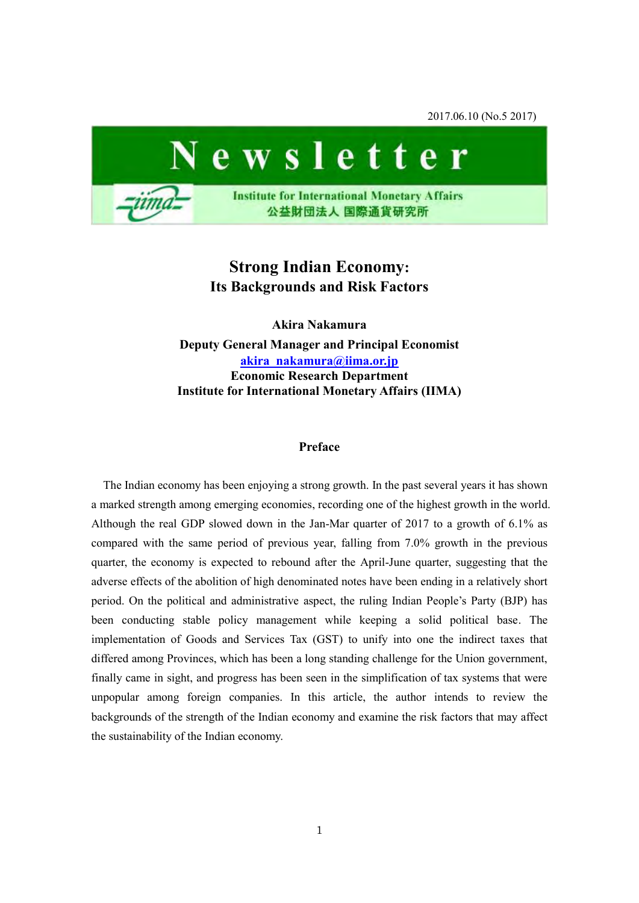2017.06.10 (No.5 2017)

# Newsletter

Institute for International Monetary Affairs
公益財団法人 国際通貨研究所

## Strong Indian Economy: Its Backgrounds and Risk Factors

**Akira Nakamura**
**Deputy General Manager and Principal Economist**
**akira_nakamura@iima.or.jp**
**Economic Research Department**
**Institute for International Monetary Affairs (IIMA)**

### Preface

The Indian economy has been enjoying a strong growth. In the past several years it has shown a marked strength among emerging economies, recording one of the highest growth in the world. Although the real GDP slowed down in the Jan-Mar quarter of 2017 to a growth of 6.1% as compared with the same period of previous year, falling from 7.0% growth in the previous quarter, the economy is expected to rebound after the April-June quarter, suggesting that the adverse effects of the abolition of high denominated notes have been ending in a relatively short period. On the political and administrative aspect, the ruling Indian People's Party (BJP) has been conducting stable policy management while keeping a solid political base. The implementation of Goods and Services Tax (GST) to unify into one the indirect taxes that differed among Provinces, which has been a long standing challenge for the Union government, finally came in sight, and progress has been seen in the simplification of tax systems that were unpopular among foreign companies. In this article, the author intends to review the backgrounds of the strength of the Indian economy and examine the risk factors that may affect the sustainability of the Indian economy.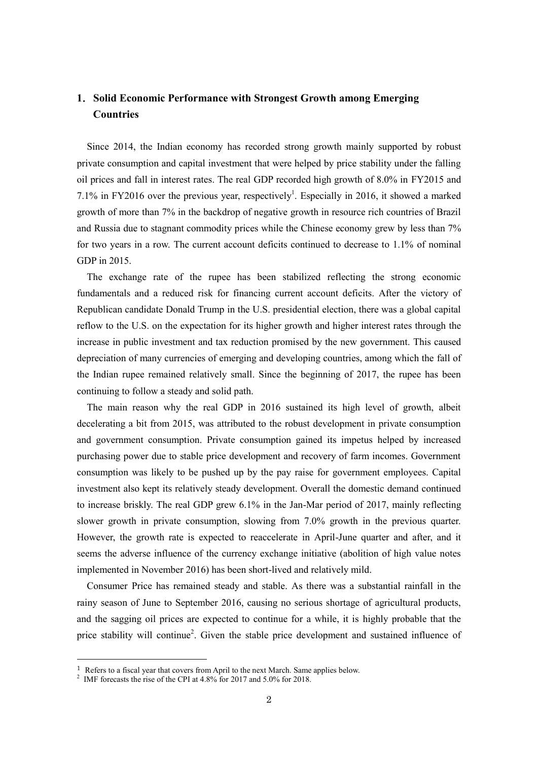## 1. Solid Economic Performance with Strongest Growth among Emerging Countries

Since 2014, the Indian economy has recorded strong growth mainly supported by robust private consumption and capital investment that were helped by price stability under the falling oil prices and fall in interest rates. The real GDP recorded high growth of 8.0% in FY2015 and 7.1% in FY2016 over the previous year, respectively[1]. Especially in 2016, it showed a marked growth of more than 7% in the backdrop of negative growth in resource rich countries of Brazil and Russia due to stagnant commodity prices while the Chinese economy grew by less than 7% for two years in a row. The current account deficits continued to decrease to 1.1% of nominal GDP in 2015.

The exchange rate of the rupee has been stabilized reflecting the strong economic fundamentals and a reduced risk for financing current account deficits. After the victory of Republican candidate Donald Trump in the U.S. presidential election, there was a global capital reflow to the U.S. on the expectation for its higher growth and higher interest rates through the increase in public investment and tax reduction promised by the new government. This caused depreciation of many currencies of emerging and developing countries, among which the fall of the Indian rupee remained relatively small. Since the beginning of 2017, the rupee has been continuing to follow a steady and solid path.

The main reason why the real GDP in 2016 sustained its high level of growth, albeit decelerating a bit from 2015, was attributed to the robust development in private consumption and government consumption. Private consumption gained its impetus helped by increased purchasing power due to stable price development and recovery of farm incomes. Government consumption was likely to be pushed up by the pay raise for government employees. Capital investment also kept its relatively steady development. Overall the domestic demand continued to increase briskly. The real GDP grew 6.1% in the Jan-Mar period of 2017, mainly reflecting slower growth in private consumption, slowing from 7.0% growth in the previous quarter. However, the growth rate is expected to reaccelerate in April-June quarter and after, and it seems the adverse influence of the currency exchange initiative (abolition of high value notes implemented in November 2016) has been short-lived and relatively mild.

Consumer Price has remained steady and stable. As there was a substantial rainfall in the rainy season of June to September 2016, causing no serious shortage of agricultural products, and the sagging oil prices are expected to continue for a while, it is highly probable that the price stability will continue[2]. Given the stable price development and sustained influence of

---

[1] Refers to a fiscal year that covers from April to the next March. Same applies below.

[2] IMF forecasts the rise of the CPI at 4.8% for 2017 and 5.0% for 2018.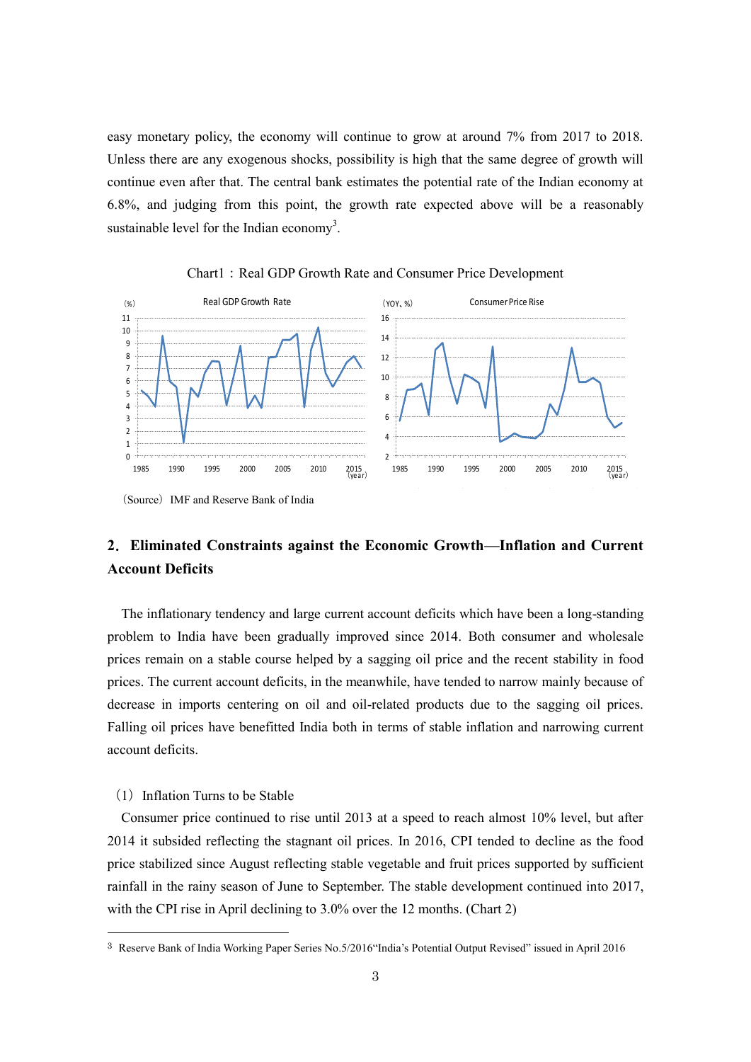easy monetary policy, the economy will continue to grow at around 7% from 2017 to 2018. Unless there are any exogenous shocks, possibility is high that the same degree of growth will continue even after that. The central bank estimates the potential rate of the Indian economy at 6.8%, and judging from this point, the growth rate expected above will be a reasonably sustainable level for the Indian economy[3].

Chart1 : Real GDP Growth Rate and Consumer Price Development

（Source）IMF and Reserve Bank of India

## 2. Eliminated Constraints against the Economic Growth—Inflation and Current Account Deficits

The inflationary tendency and large current account deficits which have been a long-standing problem to India have been gradually improved since 2014. Both consumer and wholesale prices remain on a stable course helped by a sagging oil price and the recent stability in food prices. The current account deficits, in the meanwhile, have tended to narrow mainly because of decrease in imports centering on oil and oil-related products due to the sagging oil prices. Falling oil prices have benefitted India both in terms of stable inflation and narrowing current account deficits.

### （1）Inflation Turns to be Stable

Consumer price continued to rise until 2013 at a speed to reach almost 10% level, but after 2014 it subsided reflecting the stagnant oil prices. In 2016, CPI tended to decline as the food price stabilized since August reflecting stable vegetable and fruit prices supported by sufficient rainfall in the rainy season of June to September. The stable development continued into 2017, with the CPI rise in April declining to 3.0% over the 12 months. (Chart 2)

---

[3] Reserve Bank of India Working Paper Series No.5/2016"India's Potential Output Revised" issued in April 2016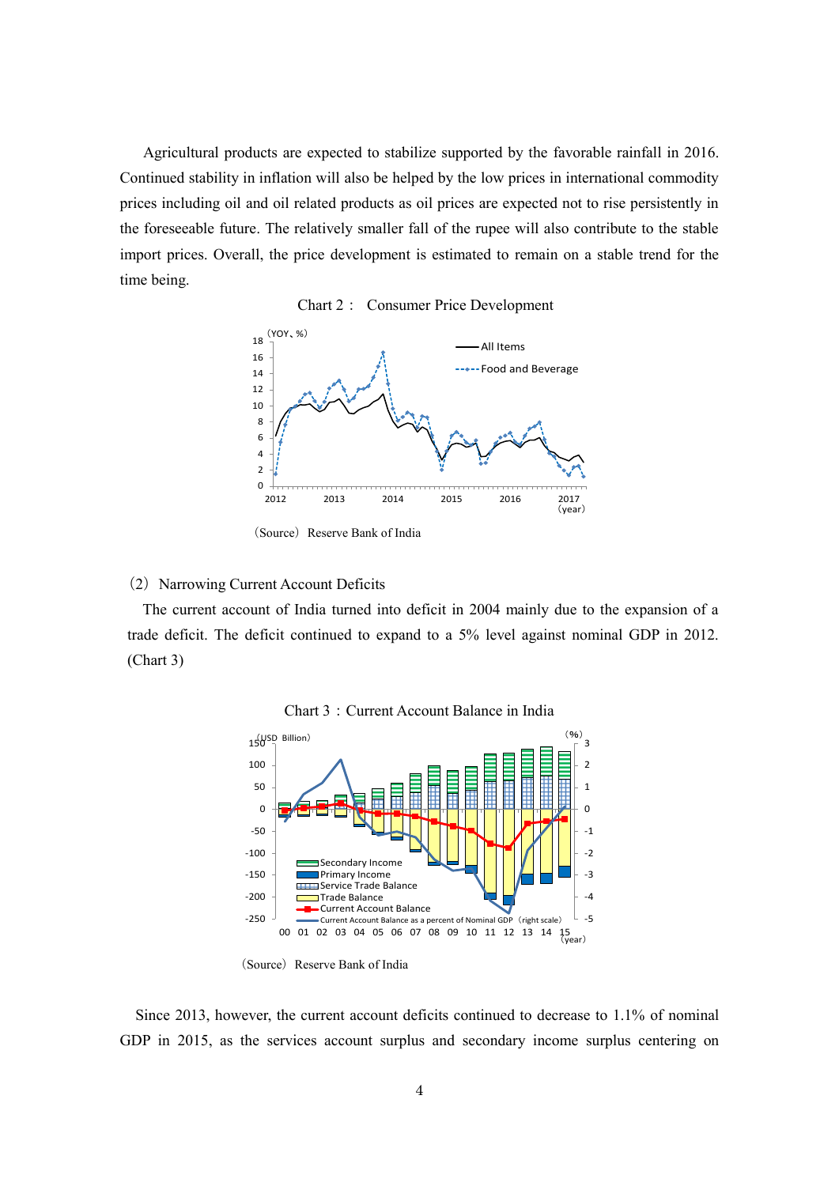Agricultural products are expected to stabilize supported by the favorable rainfall in 2016. Continued stability in inflation will also be helped by the low prices in international commodity prices including oil and oil related products as oil prices are expected not to rise persistently in the foreseeable future. The relatively smaller fall of the rupee will also contribute to the stable import prices. Overall, the price development is estimated to remain on a stable trend for the time being.

Chart 2： Consumer Price Development

（Source）Reserve Bank of India

（2）Narrowing Current Account Deficits

The current account of India turned into deficit in 2004 mainly due to the expansion of a trade deficit. The deficit continued to expand to a 5% level against nominal GDP in 2012. (Chart 3)

Chart 3：Current Account Balance in India

（Source）Reserve Bank of India

Since 2013, however, the current account deficits continued to decrease to 1.1% of nominal GDP in 2015, as the services account surplus and secondary income surplus centering on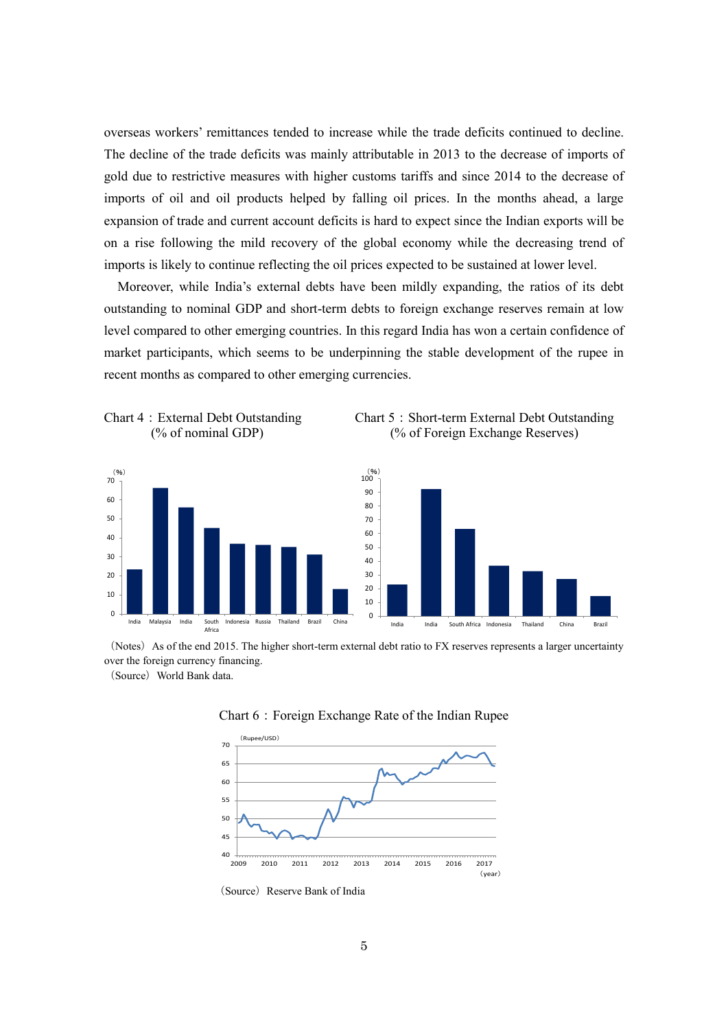overseas workers' remittances tended to increase while the trade deficits continued to decline. The decline of the trade deficits was mainly attributable in 2013 to the decrease of imports of gold due to restrictive measures with higher customs tariffs and since 2014 to the decrease of imports of oil and oil products helped by falling oil prices. In the months ahead, a large expansion of trade and current account deficits is hard to expect since the Indian exports will be on a rise following the mild recovery of the global economy while the decreasing trend of imports is likely to continue reflecting the oil prices expected to be sustained at lower level.

Moreover, while India's external debts have been mildly expanding, the ratios of its debt outstanding to nominal GDP and short-term debts to foreign exchange reserves remain at low level compared to other emerging countries. In this regard India has won a certain confidence of market participants, which seems to be underpinning the stable development of the rupee in recent months as compared to other emerging currencies.

Chart 4：External Debt Outstanding (% of nominal GDP)

Chart 5：Short-term External Debt Outstanding (% of Foreign Exchange Reserves)

（Notes）As of the end 2015. The higher short-term external debt ratio to FX reserves represents a larger uncertainty over the foreign currency financing.

（Source）World Bank data.

Chart 6：Foreign Exchange Rate of the Indian Rupee

（Source）Reserve Bank of India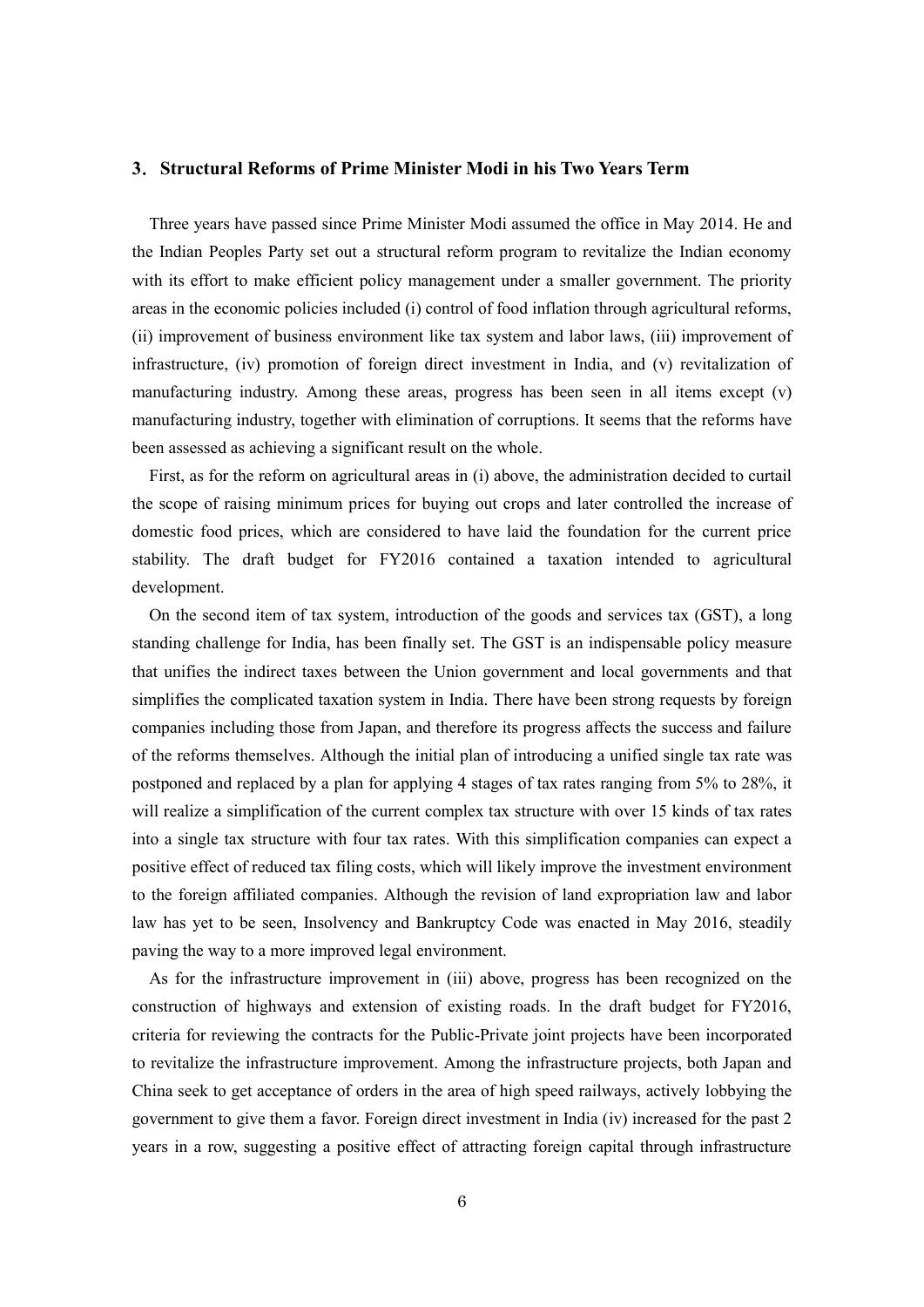## 3. Structural Reforms of Prime Minister Modi in his Two Years Term

Three years have passed since Prime Minister Modi assumed the office in May 2014. He and the Indian Peoples Party set out a structural reform program to revitalize the Indian economy with its effort to make efficient policy management under a smaller government. The priority areas in the economic policies included (i) control of food inflation through agricultural reforms, (ii) improvement of business environment like tax system and labor laws, (iii) improvement of infrastructure, (iv) promotion of foreign direct investment in India, and (v) revitalization of manufacturing industry. Among these areas, progress has been seen in all items except (v) manufacturing industry, together with elimination of corruptions. It seems that the reforms have been assessed as achieving a significant result on the whole.

First, as for the reform on agricultural areas in (i) above, the administration decided to curtail the scope of raising minimum prices for buying out crops and later controlled the increase of domestic food prices, which are considered to have laid the foundation for the current price stability. The draft budget for FY2016 contained a taxation intended to agricultural development.

On the second item of tax system, introduction of the goods and services tax (GST), a long standing challenge for India, has been finally set. The GST is an indispensable policy measure that unifies the indirect taxes between the Union government and local governments and that simplifies the complicated taxation system in India. There have been strong requests by foreign companies including those from Japan, and therefore its progress affects the success and failure of the reforms themselves. Although the initial plan of introducing a unified single tax rate was postponed and replaced by a plan for applying 4 stages of tax rates ranging from 5% to 28%, it will realize a simplification of the current complex tax structure with over 15 kinds of tax rates into a single tax structure with four tax rates. With this simplification companies can expect a positive effect of reduced tax filing costs, which will likely improve the investment environment to the foreign affiliated companies. Although the revision of land expropriation law and labor law has yet to be seen, Insolvency and Bankruptcy Code was enacted in May 2016, steadily paving the way to a more improved legal environment.

As for the infrastructure improvement in (iii) above, progress has been recognized on the construction of highways and extension of existing roads. In the draft budget for FY2016, criteria for reviewing the contracts for the Public-Private joint projects have been incorporated to revitalize the infrastructure improvement. Among the infrastructure projects, both Japan and China seek to get acceptance of orders in the area of high speed railways, actively lobbying the government to give them a favor. Foreign direct investment in India (iv) increased for the past 2 years in a row, suggesting a positive effect of attracting foreign capital through infrastructure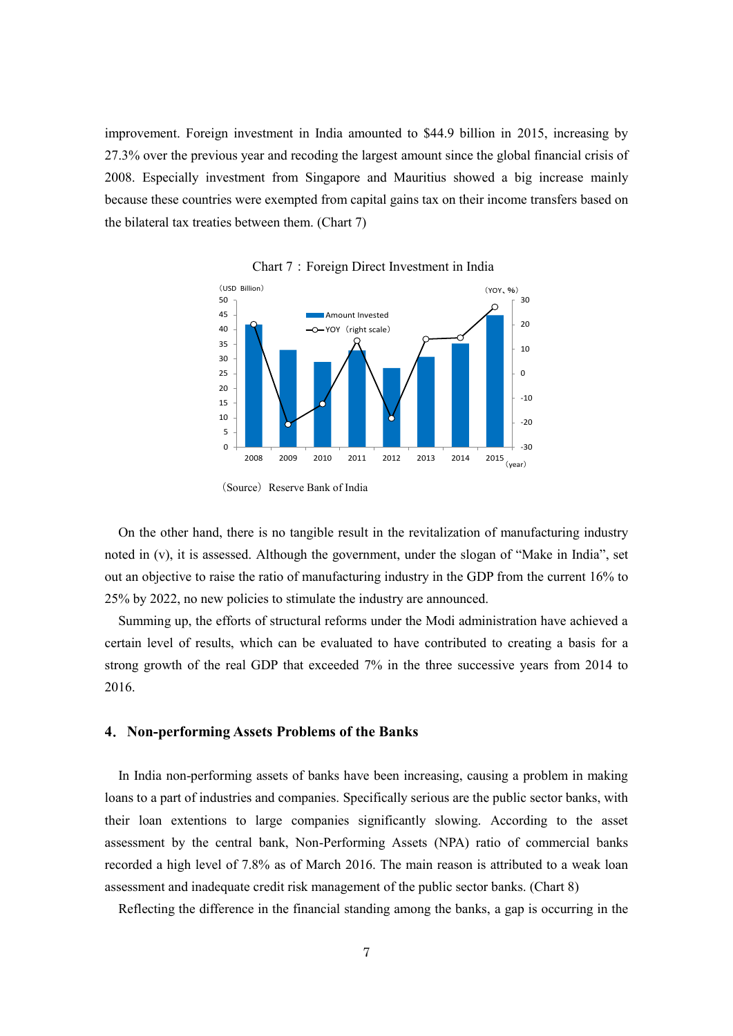improvement. Foreign investment in India amounted to $44.9 billion in 2015, increasing by 27.3% over the previous year and recoding the largest amount since the global financial crisis of 2008. Especially investment from Singapore and Mauritius showed a big increase mainly because these countries were exempted from capital gains tax on their income transfers based on the bilateral tax treaties between them. (Chart 7)

Chart 7：Foreign Direct Investment in India

（Source）Reserve Bank of India

On the other hand, there is no tangible result in the revitalization of manufacturing industry noted in (v), it is assessed. Although the government, under the slogan of "Make in India", set out an objective to raise the ratio of manufacturing industry in the GDP from the current 16% to 25% by 2022, no new policies to stimulate the industry are announced.

Summing up, the efforts of structural reforms under the Modi administration have achieved a certain level of results, which can be evaluated to have contributed to creating a basis for a strong growth of the real GDP that exceeded 7% in the three successive years from 2014 to 2016.

## 4. Non-performing Assets Problems of the Banks

In India non-performing assets of banks have been increasing, causing a problem in making loans to a part of industries and companies. Specifically serious are the public sector banks, with their loan extentions to large companies significantly slowing. According to the asset assessment by the central bank, Non-Performing Assets (NPA) ratio of commercial banks recorded a high level of 7.8% as of March 2016. The main reason is attributed to a weak loan assessment and inadequate credit risk management of the public sector banks. (Chart 8)

Reflecting the difference in the financial standing among the banks, a gap is occurring in the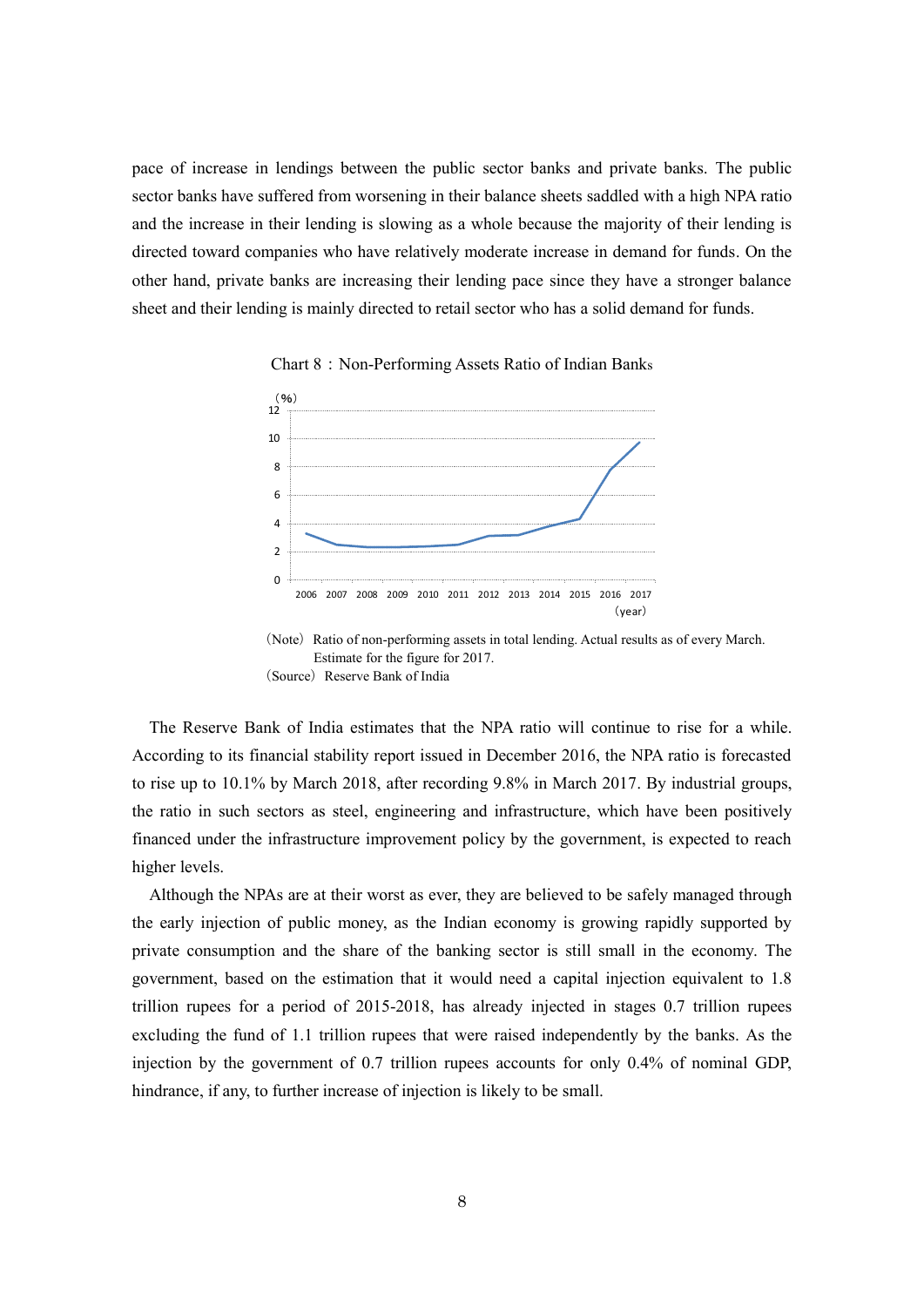pace of increase in lendings between the public sector banks and private banks. The public sector banks have suffered from worsening in their balance sheets saddled with a high NPA ratio and the increase in their lending is slowing as a whole because the majority of their lending is directed toward companies who have relatively moderate increase in demand for funds. On the other hand, private banks are increasing their lending pace since they have a stronger balance sheet and their lending is mainly directed to retail sector who has a solid demand for funds.

Chart 8：Non-Performing Assets Ratio of Indian Banks

（Note）Ratio of non-performing assets in total lending. Actual results as of every March. Estimate for the figure for 2017.

（Source）Reserve Bank of India

The Reserve Bank of India estimates that the NPA ratio will continue to rise for a while. According to its financial stability report issued in December 2016, the NPA ratio is forecasted to rise up to 10.1% by March 2018, after recording 9.8% in March 2017. By industrial groups, the ratio in such sectors as steel, engineering and infrastructure, which have been positively financed under the infrastructure improvement policy by the government, is expected to reach higher levels.

Although the NPAs are at their worst as ever, they are believed to be safely managed through the early injection of public money, as the Indian economy is growing rapidly supported by private consumption and the share of the banking sector is still small in the economy. The government, based on the estimation that it would need a capital injection equivalent to 1.8 trillion rupees for a period of 2015-2018, has already injected in stages 0.7 trillion rupees excluding the fund of 1.1 trillion rupees that were raised independently by the banks. As the injection by the government of 0.7 trillion rupees accounts for only 0.4% of nominal GDP, hindrance, if any, to further increase of injection is likely to be small.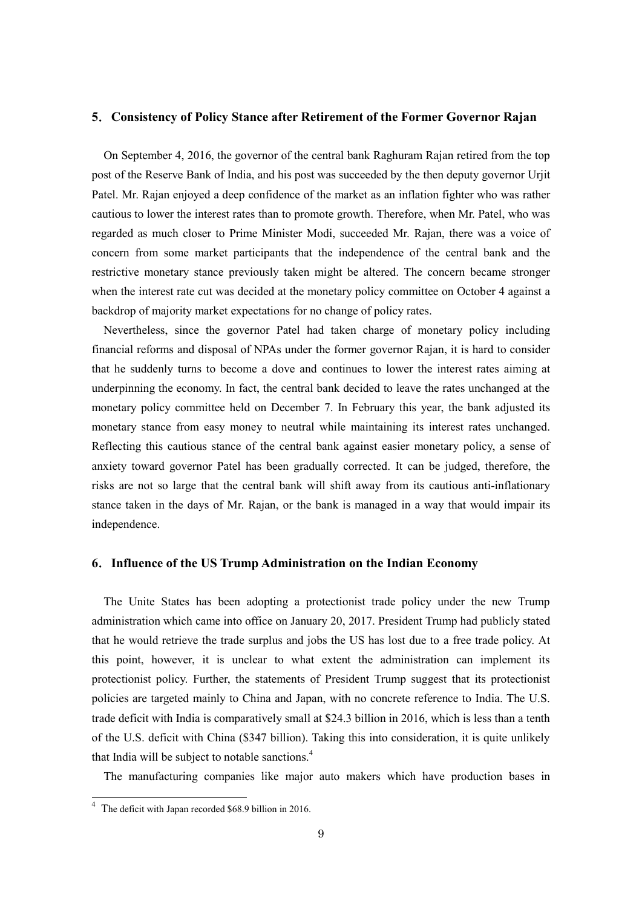## 5. Consistency of Policy Stance after Retirement of the Former Governor Rajan

On September 4, 2016, the governor of the central bank Raghuram Rajan retired from the top post of the Reserve Bank of India, and his post was succeeded by the then deputy governor Urjit Patel. Mr. Rajan enjoyed a deep confidence of the market as an inflation fighter who was rather cautious to lower the interest rates than to promote growth. Therefore, when Mr. Patel, who was regarded as much closer to Prime Minister Modi, succeeded Mr. Rajan, there was a voice of concern from some market participants that the independence of the central bank and the restrictive monetary stance previously taken might be altered. The concern became stronger when the interest rate cut was decided at the monetary policy committee on October 4 against a backdrop of majority market expectations for no change of policy rates.

Nevertheless, since the governor Patel had taken charge of monetary policy including financial reforms and disposal of NPAs under the former governor Rajan, it is hard to consider that he suddenly turns to become a dove and continues to lower the interest rates aiming at underpinning the economy. In fact, the central bank decided to leave the rates unchanged at the monetary policy committee held on December 7. In February this year, the bank adjusted its monetary stance from easy money to neutral while maintaining its interest rates unchanged. Reflecting this cautious stance of the central bank against easier monetary policy, a sense of anxiety toward governor Patel has been gradually corrected. It can be judged, therefore, the risks are not so large that the central bank will shift away from its cautious anti-inflationary stance taken in the days of Mr. Rajan, or the bank is managed in a way that would impair its independence.

## 6. Influence of the US Trump Administration on the Indian Economy

The Unite States has been adopting a protectionist trade policy under the new Trump administration which came into office on January 20, 2017. President Trump had publicly stated that he would retrieve the trade surplus and jobs the US has lost due to a free trade policy. At this point, however, it is unclear to what extent the administration can implement its protectionist policy. Further, the statements of President Trump suggest that its protectionist policies are targeted mainly to China and Japan, with no concrete reference to India. The U.S. trade deficit with India is comparatively small at $24.3 billion in 2016, which is less than a tenth of the U.S. deficit with China ($347 billion). Taking this into consideration, it is quite unlikely that India will be subject to notable sanctions.[4]

The manufacturing companies like major auto makers which have production bases in

[4] The deficit with Japan recorded $68.9 billion in 2016.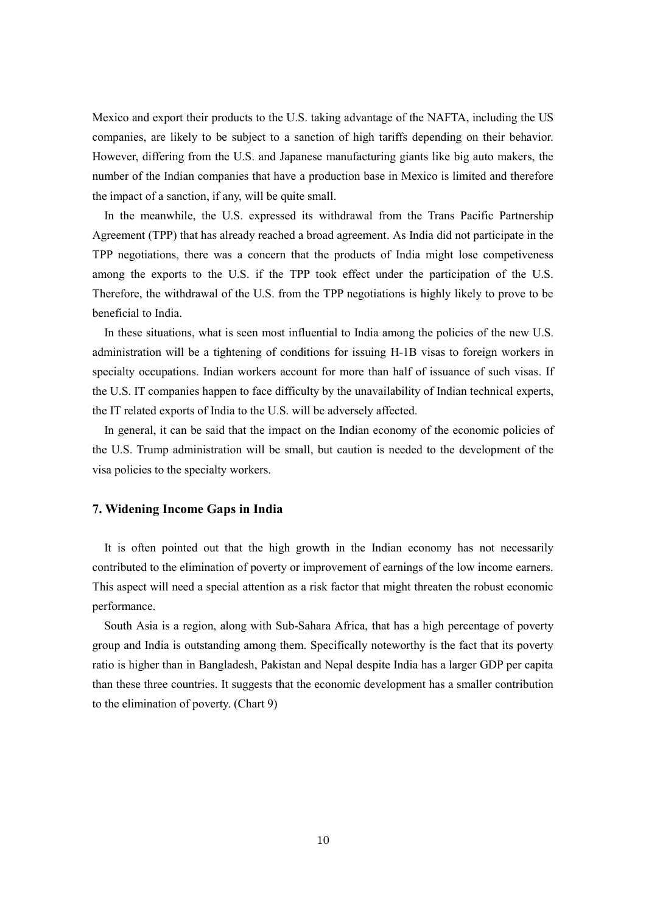Mexico and export their products to the U.S. taking advantage of the NAFTA, including the US companies, are likely to be subject to a sanction of high tariffs depending on their behavior. However, differing from the U.S. and Japanese manufacturing giants like big auto makers, the number of the Indian companies that have a production base in Mexico is limited and therefore the impact of a sanction, if any, will be quite small.

In the meanwhile, the U.S. expressed its withdrawal from the Trans Pacific Partnership Agreement (TPP) that has already reached a broad agreement. As India did not participate in the TPP negotiations, there was a concern that the products of India might lose competiveness among the exports to the U.S. if the TPP took effect under the participation of the U.S. Therefore, the withdrawal of the U.S. from the TPP negotiations is highly likely to prove to be beneficial to India.

In these situations, what is seen most influential to India among the policies of the new U.S. administration will be a tightening of conditions for issuing H-1B visas to foreign workers in specialty occupations. Indian workers account for more than half of issuance of such visas. If the U.S. IT companies happen to face difficulty by the unavailability of Indian technical experts, the IT related exports of India to the U.S. will be adversely affected.

In general, it can be said that the impact on the Indian economy of the economic policies of the U.S. Trump administration will be small, but caution is needed to the development of the visa policies to the specialty workers.

## 7. Widening Income Gaps in India

It is often pointed out that the high growth in the Indian economy has not necessarily contributed to the elimination of poverty or improvement of earnings of the low income earners. This aspect will need a special attention as a risk factor that might threaten the robust economic performance.

South Asia is a region, along with Sub-Sahara Africa, that has a high percentage of poverty group and India is outstanding among them. Specifically noteworthy is the fact that its poverty ratio is higher than in Bangladesh, Pakistan and Nepal despite India has a larger GDP per capita than these three countries. It suggests that the economic development has a smaller contribution to the elimination of poverty. (Chart 9)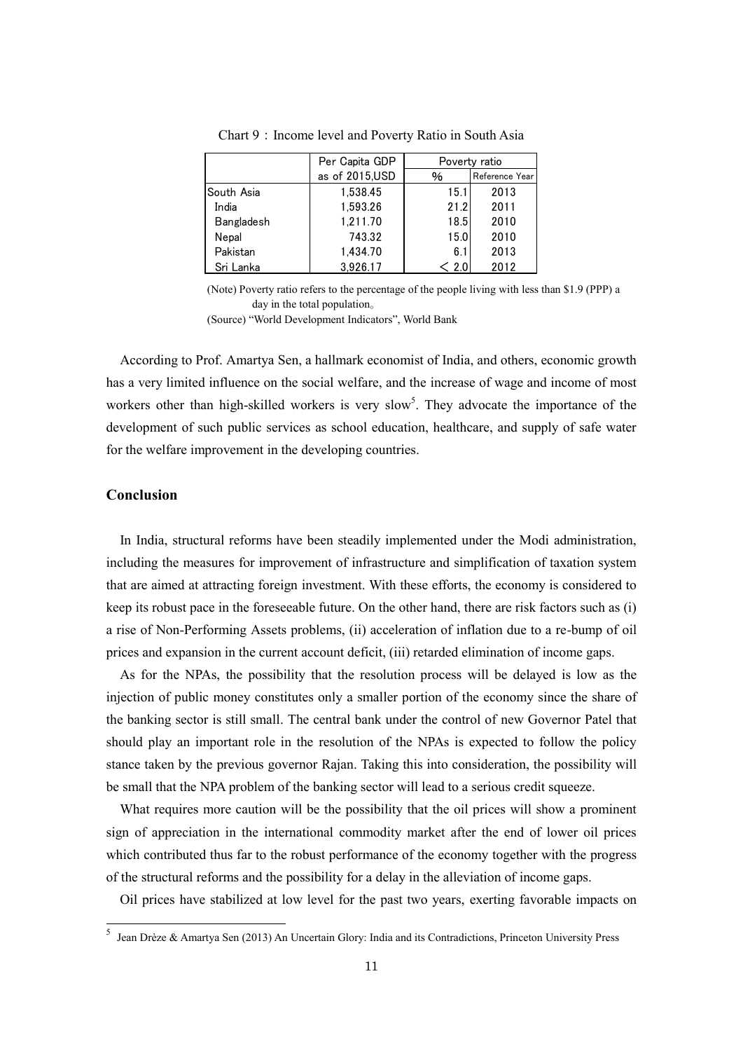Chart 9：Income level and Poverty Ratio in South Asia

| | Per Capita GDP as of 2015,USD | Poverty ratio % | Reference Year |
|---|---|---|---|
| South Asia | 1,538.45 | 15.1 | 2013 |
| India | 1,593.26 | 21.2 | 2011 |
| Bangladesh | 1,211.70 | 18.5 | 2010 |
| Nepal | 743.32 | 15.0 | 2010 |
| Pakistan | 1,434.70 | 6.1 | 2013 |
| Sri Lanka | 3,926.17 | < 2.0 | 2012 |

(Note) Poverty ratio refers to the percentage of the people living with less than $1.9 (PPP) a day in the total population。

(Source) "World Development Indicators", World Bank

According to Prof. Amartya Sen, a hallmark economist of India, and others, economic growth has a very limited influence on the social welfare, and the increase of wage and income of most workers other than high-skilled workers is very slow[5]. They advocate the importance of the development of such public services as school education, healthcare, and supply of safe water for the welfare improvement in the developing countries.

## Conclusion

In India, structural reforms have been steadily implemented under the Modi administration, including the measures for improvement of infrastructure and simplification of taxation system that are aimed at attracting foreign investment. With these efforts, the economy is considered to keep its robust pace in the foreseeable future. On the other hand, there are risk factors such as (i) a rise of Non-Performing Assets problems, (ii) acceleration of inflation due to a re-bump of oil prices and expansion in the current account deficit, (iii) retarded elimination of income gaps.

As for the NPAs, the possibility that the resolution process will be delayed is low as the injection of public money constitutes only a smaller portion of the economy since the share of the banking sector is still small. The central bank under the control of new Governor Patel that should play an important role in the resolution of the NPAs is expected to follow the policy stance taken by the previous governor Rajan. Taking this into consideration, the possibility will be small that the NPA problem of the banking sector will lead to a serious credit squeeze.

What requires more caution will be the possibility that the oil prices will show a prominent sign of appreciation in the international commodity market after the end of lower oil prices which contributed thus far to the robust performance of the economy together with the progress of the structural reforms and the possibility for a delay in the alleviation of income gaps.

Oil prices have stabilized at low level for the past two years, exerting favorable impacts on

[5] Jean Drèze & Amartya Sen (2013) An Uncertain Glory: India and its Contradictions, Princeton University Press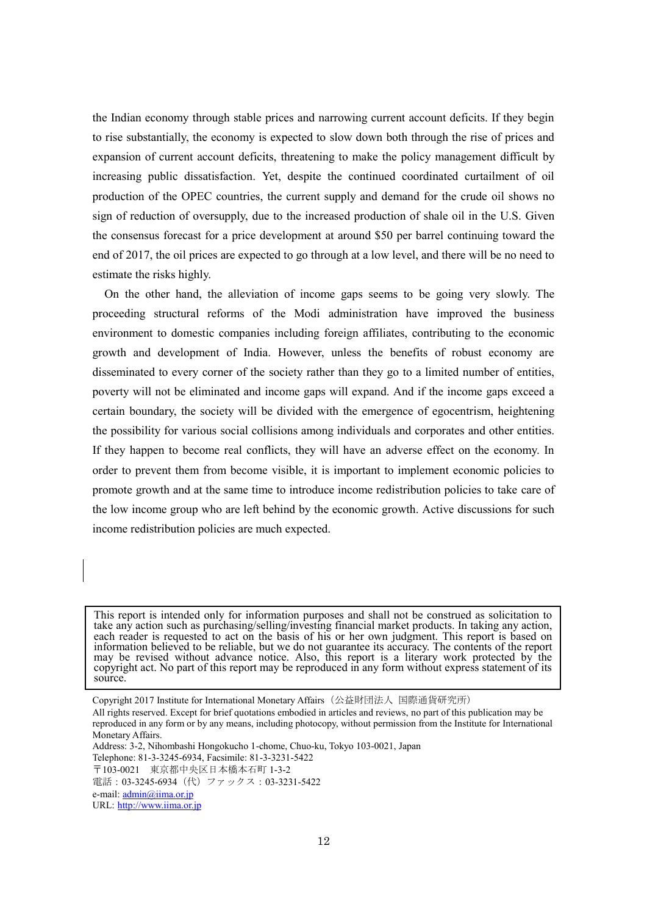the Indian economy through stable prices and narrowing current account deficits. If they begin to rise substantially, the economy is expected to slow down both through the rise of prices and expansion of current account deficits, threatening to make the policy management difficult by increasing public dissatisfaction. Yet, despite the continued coordinated curtailment of oil production of the OPEC countries, the current supply and demand for the crude oil shows no sign of reduction of oversupply, due to the increased production of shale oil in the U.S. Given the consensus forecast for a price development at around $50 per barrel continuing toward the end of 2017, the oil prices are expected to go through at a low level, and there will be no need to estimate the risks highly.

On the other hand, the alleviation of income gaps seems to be going very slowly. The proceeding structural reforms of the Modi administration have improved the business environment to domestic companies including foreign affiliates, contributing to the economic growth and development of India. However, unless the benefits of robust economy are disseminated to every corner of the society rather than they go to a limited number of entities, poverty will not be eliminated and income gaps will expand. And if the income gaps exceed a certain boundary, the society will be divided with the emergence of egocentrism, heightening the possibility for various social collisions among individuals and corporates and other entities. If they happen to become real conflicts, they will have an adverse effect on the economy. In order to prevent them from become visible, it is important to implement economic policies to promote growth and at the same time to introduce income redistribution policies to take care of the low income group who are left behind by the economic growth. Active discussions for such income redistribution policies are much expected.

This report is intended only for information purposes and shall not be construed as solicitation to take any action such as purchasing/selling/investing financial market products. In taking any action, each reader is requested to act on the basis of his or her own judgment. This report is based on information believed to be reliable, but we do not guarantee its accuracy. The contents of the report may be revised without advance notice. Also, this report is a literary work protected by the copyright act. No part of this report may be reproduced in any form without express statement of its source.

Copyright 2017 Institute for International Monetary Affairs（公益財団法人 国際通貨研究所）
All rights reserved. Except for brief quotations embodied in articles and reviews, no part of this publication may be reproduced in any form or by any means, including photocopy, without permission from the Institute for International Monetary Affairs.
Address: 3-2, Nihombashi Hongokucho 1-chome, Chuo-ku, Tokyo 103-0021, Japan
Telephone: 81-3-3245-6934, Facsimile: 81-3-3231-5422
〒103-0021　東京都中央区日本橋本石町 1-3-2
電話：03-3245-6934（代）ファックス：03-3231-5422
e-mail: admin@iima.or.jp
URL: http://www.iima.or.jp